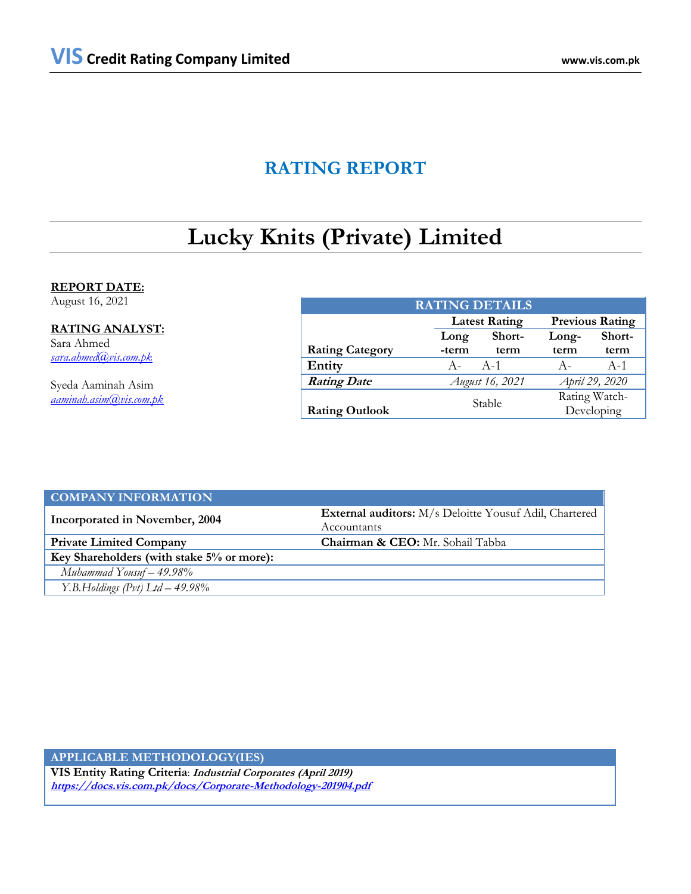# RATING REPORT

# Lucky Knits (Private) Limited

**REPORT DATE:**
August 16, 2021

**RATING ANALYST:**
Sara Ahmed
*sara.ahmed@vis.com.pk*

Syeda Aaminah Asim
*aaminah.asim@vis.com.pk*

| RATING DETAILS | | | | |
|---|---|---|---|---|
| | Latest Rating | | Previous Rating | |
| **Rating Category** | **Long -term** | **Short-term** | **Long-term** | **Short-term** |
| **Entity** | A- | A-1 | A- | A-1 |
| ***Rating Date*** | *August 16, 2021* | | *April 29, 2020* | |
| **Rating Outlook** | Stable | | Rating Watch-Developing | |

| COMPANY INFORMATION | |
|---|---|
| **Incorporated in November, 2004** | **External auditors:** M/s Deloitte Yousuf Adil, Chartered Accountants |
| **Private Limited Company** | **Chairman & CEO:** Mr. Sohail Tabba |
| **Key Shareholders (with stake 5% or more):** | |
| *Muhammad Yousuf – 49.98%* | |
| *Y.B.Holdings (Pvt) Ltd – 49.98%* | |

| APPLICABLE METHODOLOGY(IES) |
|---|
| **VIS Entity Rating Criteria**: ***Industrial Corporates (April 2019)*** |
| ***https://docs.vis.com.pk/docs/Corporate-Methodology-201904.pdf*** |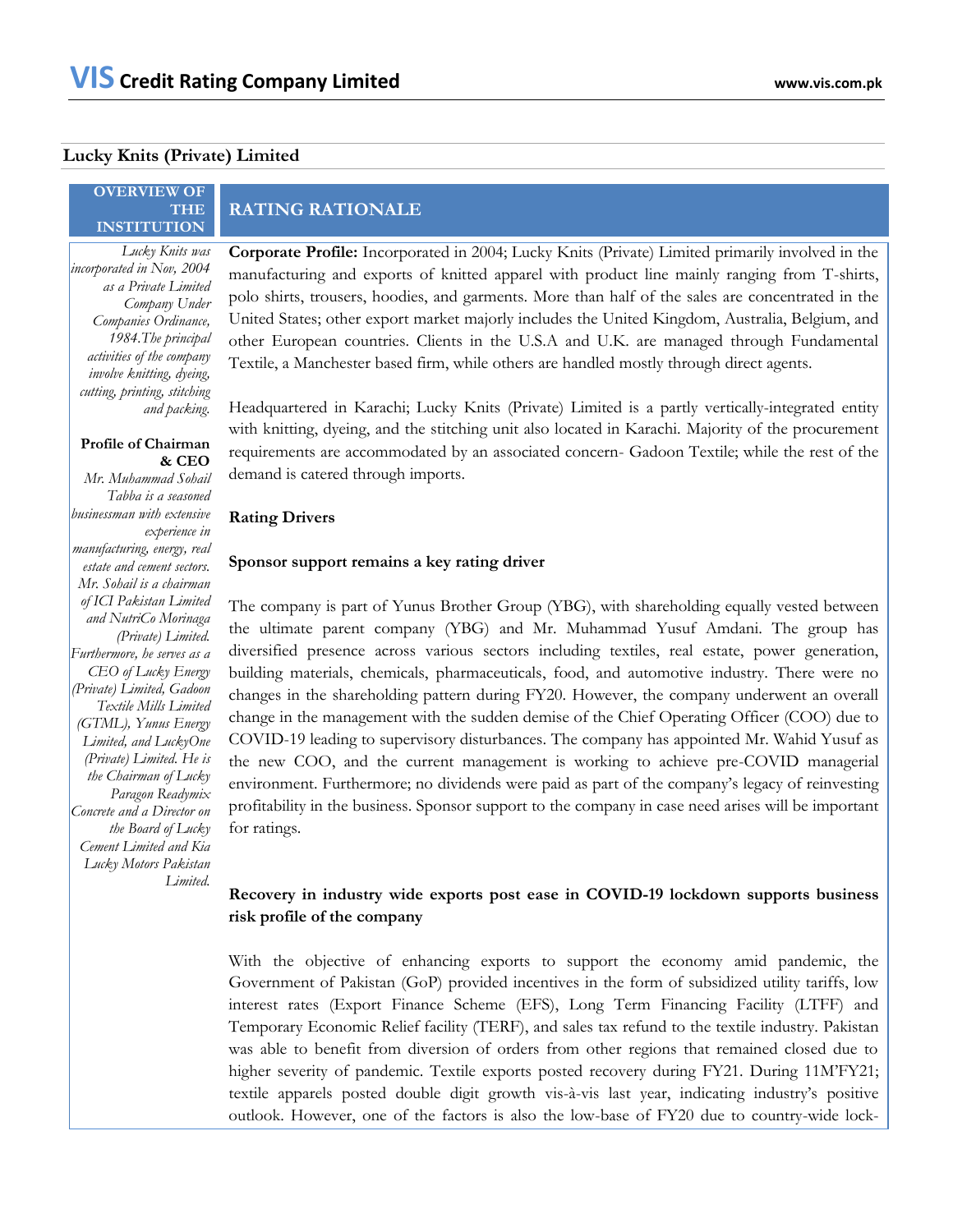## Lucky Knits (Private) Limited

### OVERVIEW OF THE INSTITUTION

*Lucky Knits was incorporated in Nov, 2004 as a Private Limited Company Under Companies Ordinance, 1984.The principal activities of the company involve knitting, dyeing, cutting, printing, stitching and packing.*

**Profile of Chairman & CEO**

*Mr. Muhammad Sohail Tabba is a seasoned businessman with extensive experience in manufacturing, energy, real estate and cement sectors. Mr. Sohail is a chairman of ICI Pakistan Limited and NutriCo Morinaga (Private) Limited. Furthermore, he serves as a CEO of Lucky Energy (Private) Limited, Gadoon Textile Mills Limited (GTML), Yunus Energy Limited, and LuckyOne (Private) Limited. He is the Chairman of Lucky Paragon Readymix Concrete and a Director on the Board of Lucky Cement Limited and Kia Lucky Motors Pakistan Limited.*

### RATING RATIONALE

**Corporate Profile:** Incorporated in 2004; Lucky Knits (Private) Limited primarily involved in the manufacturing and exports of knitted apparel with product line mainly ranging from T-shirts, polo shirts, trousers, hoodies, and garments. More than half of the sales are concentrated in the United States; other export market majorly includes the United Kingdom, Australia, Belgium, and other European countries. Clients in the U.S.A and U.K. are managed through Fundamental Textile, a Manchester based firm, while others are handled mostly through direct agents.

Headquartered in Karachi; Lucky Knits (Private) Limited is a partly vertically-integrated entity with knitting, dyeing, and the stitching unit also located in Karachi. Majority of the procurement requirements are accommodated by an associated concern- Gadoon Textile; while the rest of the demand is catered through imports.

**Rating Drivers**

**Sponsor support remains a key rating driver**

The company is part of Yunus Brother Group (YBG), with shareholding equally vested between the ultimate parent company (YBG) and Mr. Muhammad Yusuf Amdani. The group has diversified presence across various sectors including textiles, real estate, power generation, building materials, chemicals, pharmaceuticals, food, and automotive industry. There were no changes in the shareholding pattern during FY20. However, the company underwent an overall change in the management with the sudden demise of the Chief Operating Officer (COO) due to COVID-19 leading to supervisory disturbances. The company has appointed Mr. Wahid Yusuf as the new COO, and the current management is working to achieve pre-COVID managerial environment. Furthermore; no dividends were paid as part of the company's legacy of reinvesting profitability in the business. Sponsor support to the company in case need arises will be important for ratings.

**Recovery in industry wide exports post ease in COVID-19 lockdown supports business risk profile of the company**

With the objective of enhancing exports to support the economy amid pandemic, the Government of Pakistan (GoP) provided incentives in the form of subsidized utility tariffs, low interest rates (Export Finance Scheme (EFS), Long Term Financing Facility (LTFF) and Temporary Economic Relief facility (TERF), and sales tax refund to the textile industry. Pakistan was able to benefit from diversion of orders from other regions that remained closed due to higher severity of pandemic. Textile exports posted recovery during FY21. During 11M'FY21; textile apparels posted double digit growth vis-à-vis last year, indicating industry's positive outlook. However, one of the factors is also the low-base of FY20 due to country-wide lock-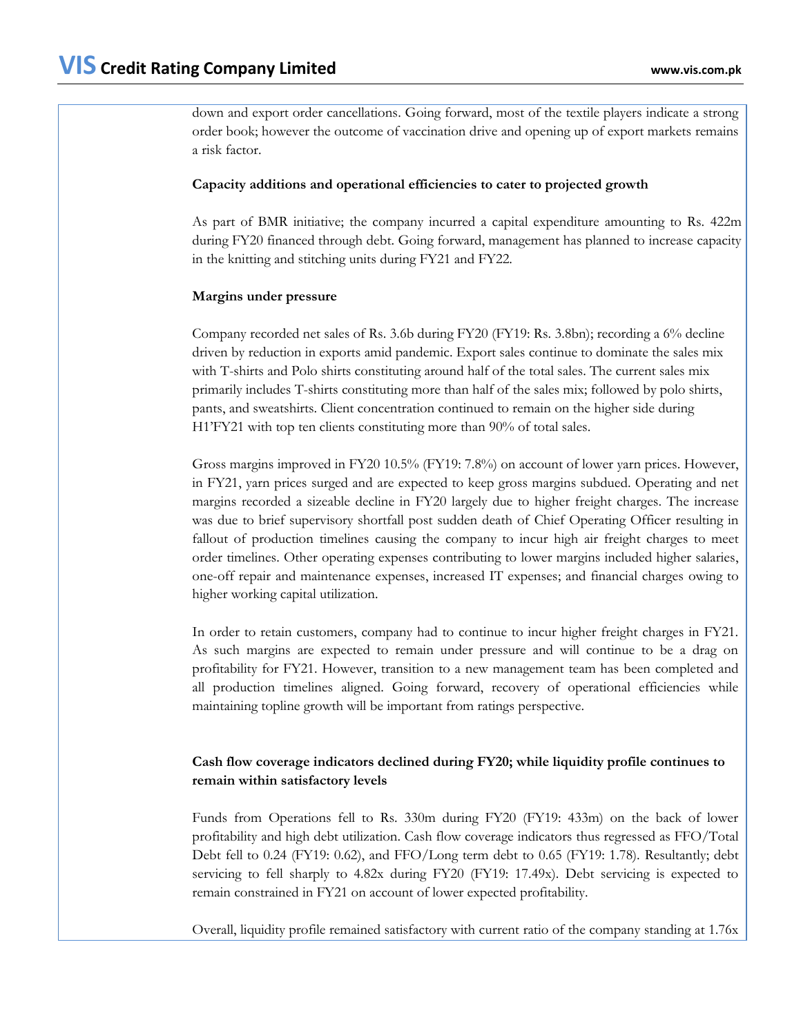down and export order cancellations. Going forward, most of the textile players indicate a strong order book; however the outcome of vaccination drive and opening up of export markets remains a risk factor.

**Capacity additions and operational efficiencies to cater to projected growth**

As part of BMR initiative; the company incurred a capital expenditure amounting to Rs. 422m during FY20 financed through debt. Going forward, management has planned to increase capacity in the knitting and stitching units during FY21 and FY22.

**Margins under pressure**

Company recorded net sales of Rs. 3.6b during FY20 (FY19: Rs. 3.8bn); recording a 6% decline driven by reduction in exports amid pandemic. Export sales continue to dominate the sales mix with T-shirts and Polo shirts constituting around half of the total sales. The current sales mix primarily includes T-shirts constituting more than half of the sales mix; followed by polo shirts, pants, and sweatshirts. Client concentration continued to remain on the higher side during H1'FY21 with top ten clients constituting more than 90% of total sales.

Gross margins improved in FY20 10.5% (FY19: 7.8%) on account of lower yarn prices. However, in FY21, yarn prices surged and are expected to keep gross margins subdued. Operating and net margins recorded a sizeable decline in FY20 largely due to higher freight charges. The increase was due to brief supervisory shortfall post sudden death of Chief Operating Officer resulting in fallout of production timelines causing the company to incur high air freight charges to meet order timelines. Other operating expenses contributing to lower margins included higher salaries, one-off repair and maintenance expenses, increased IT expenses; and financial charges owing to higher working capital utilization.

In order to retain customers, company had to continue to incur higher freight charges in FY21. As such margins are expected to remain under pressure and will continue to be a drag on profitability for FY21. However, transition to a new management team has been completed and all production timelines aligned. Going forward, recovery of operational efficiencies while maintaining topline growth will be important from ratings perspective.

**Cash flow coverage indicators declined during FY20; while liquidity profile continues to remain within satisfactory levels**

Funds from Operations fell to Rs. 330m during FY20 (FY19: 433m) on the back of lower profitability and high debt utilization. Cash flow coverage indicators thus regressed as FFO/Total Debt fell to 0.24 (FY19: 0.62), and FFO/Long term debt to 0.65 (FY19: 1.78). Resultantly; debt servicing to fell sharply to 4.82x during FY20 (FY19: 17.49x). Debt servicing is expected to remain constrained in FY21 on account of lower expected profitability.

Overall, liquidity profile remained satisfactory with current ratio of the company standing at 1.76x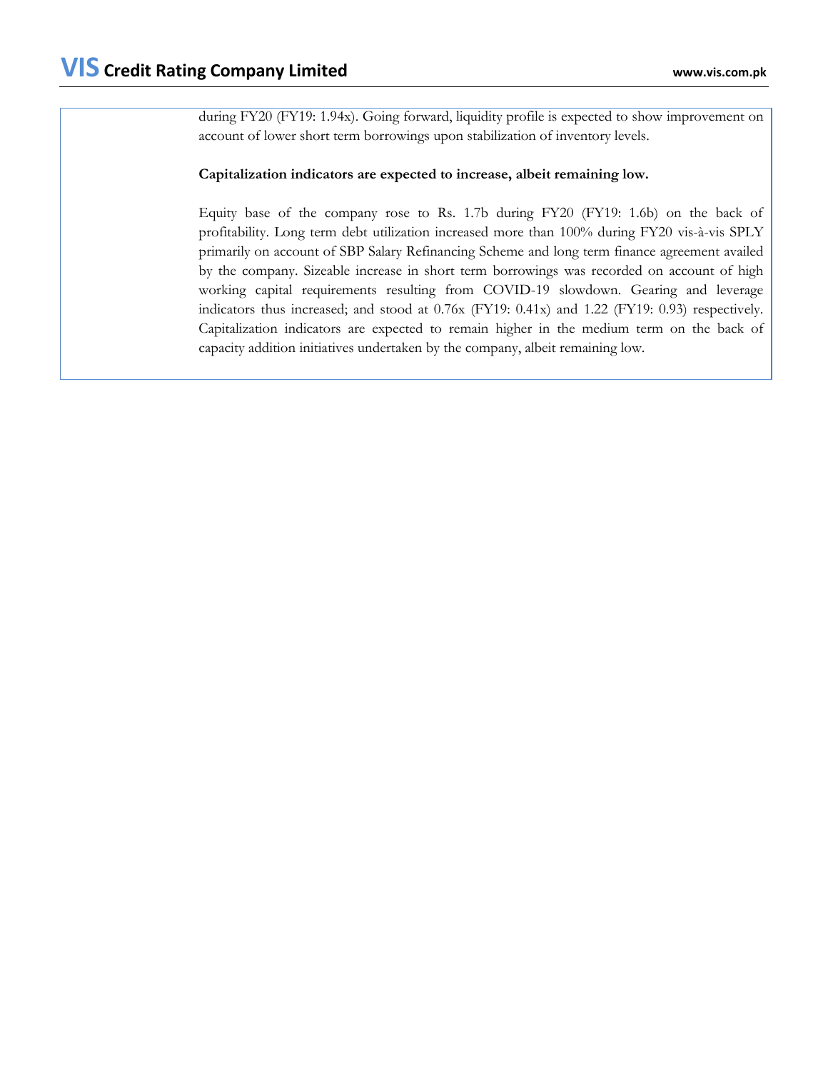during FY20 (FY19: 1.94x). Going forward, liquidity profile is expected to show improvement on account of lower short term borrowings upon stabilization of inventory levels.

**Capitalization indicators are expected to increase, albeit remaining low.**

Equity base of the company rose to Rs. 1.7b during FY20 (FY19: 1.6b) on the back of profitability. Long term debt utilization increased more than 100% during FY20 vis-à-vis SPLY primarily on account of SBP Salary Refinancing Scheme and long term finance agreement availed by the company. Sizeable increase in short term borrowings was recorded on account of high working capital requirements resulting from COVID-19 slowdown. Gearing and leverage indicators thus increased; and stood at 0.76x (FY19: 0.41x) and 1.22 (FY19: 0.93) respectively. Capitalization indicators are expected to remain higher in the medium term on the back of capacity addition initiatives undertaken by the company, albeit remaining low.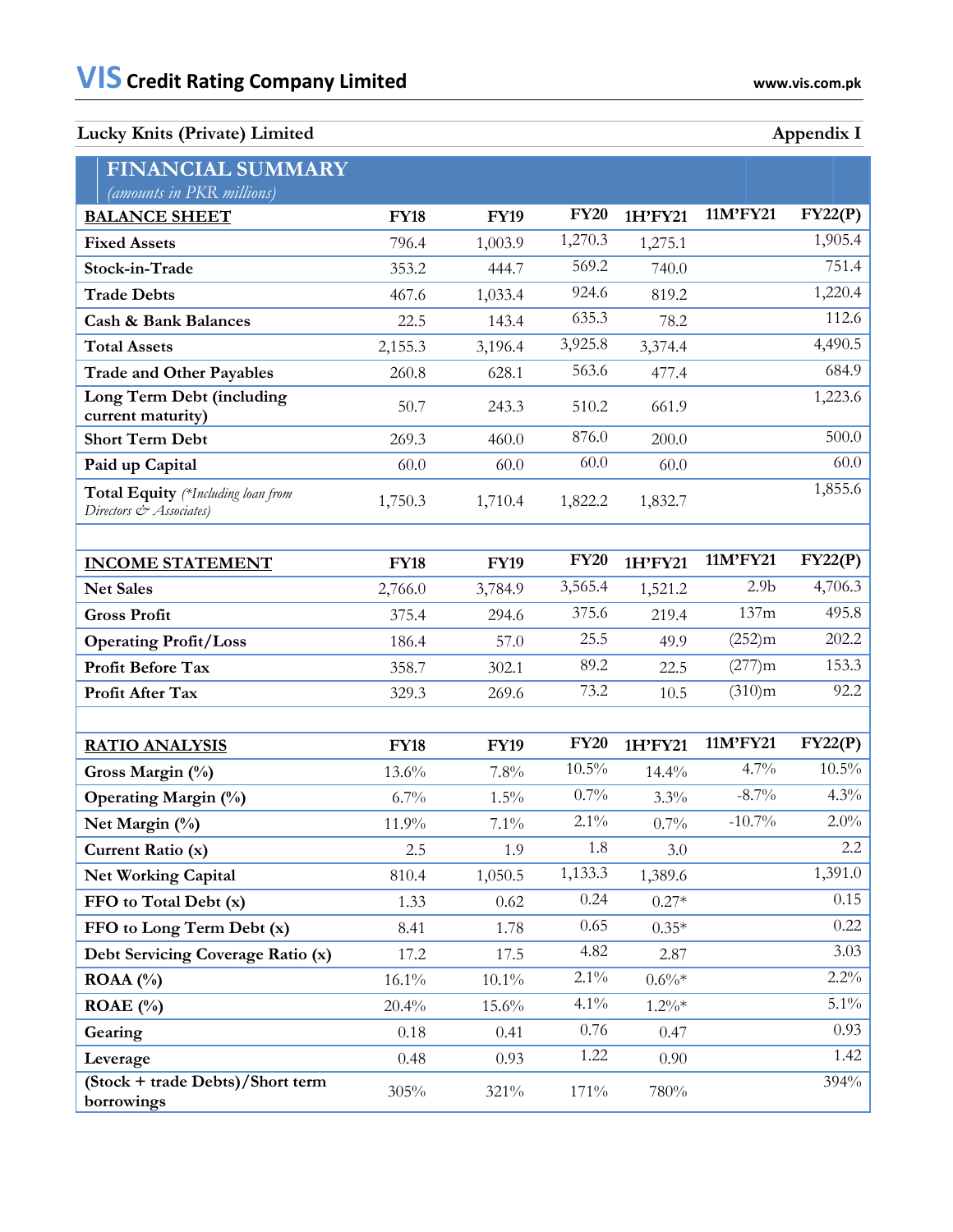VIS Credit Rating Company Limited

**Lucky Knits (Private) Limited** — **Appendix I**

## FINANCIAL SUMMARY

*(amounts in PKR millions)*

| BALANCE SHEET | FY18 | FY19 | FY20 | 1H'FY21 | 11M'FY21 | FY22(P) |
|---|---|---|---|---|---|---|
| Fixed Assets | 796.4 | 1,003.9 | 1,270.3 | 1,275.1 | | 1,905.4 |
| Stock-in-Trade | 353.2 | 444.7 | 569.2 | 740.0 | | 751.4 |
| Trade Debts | 467.6 | 1,033.4 | 924.6 | 819.2 | | 1,220.4 |
| Cash & Bank Balances | 22.5 | 143.4 | 635.3 | 78.2 | | 112.6 |
| Total Assets | 2,155.3 | 3,196.4 | 3,925.8 | 3,374.4 | | 4,490.5 |
| Trade and Other Payables | 260.8 | 628.1 | 563.6 | 477.4 | | 684.9 |
| Long Term Debt (including current maturity) | 50.7 | 243.3 | 510.2 | 661.9 | | 1,223.6 |
| Short Term Debt | 269.3 | 460.0 | 876.0 | 200.0 | | 500.0 |
| Paid up Capital | 60.0 | 60.0 | 60.0 | 60.0 | | 60.0 |
| Total Equity *(\*Including loan from Directors & Associates)* | 1,750.3 | 1,710.4 | 1,822.2 | 1,832.7 | | 1,855.6 |
| | | | | | | |
| **INCOME STATEMENT** | **FY18** | **FY19** | **FY20** | **1H'FY21** | **11M'FY21** | **FY22(P)** |
| Net Sales | 2,766.0 | 3,784.9 | 3,565.4 | 1,521.2 | 2.9b | 4,706.3 |
| Gross Profit | 375.4 | 294.6 | 375.6 | 219.4 | 137m | 495.8 |
| Operating Profit/Loss | 186.4 | 57.0 | 25.5 | 49.9 | (252)m | 202.2 |
| Profit Before Tax | 358.7 | 302.1 | 89.2 | 22.5 | (277)m | 153.3 |
| Profit After Tax | 329.3 | 269.6 | 73.2 | 10.5 | (310)m | 92.2 |
| | | | | | | |
| **RATIO ANALYSIS** | **FY18** | **FY19** | **FY20** | **1H'FY21** | **11M'FY21** | **FY22(P)** |
| Gross Margin (%) | 13.6% | 7.8% | 10.5% | 14.4% | 4.7% | 10.5% |
| Operating Margin (%) | 6.7% | 1.5% | 0.7% | 3.3% | -8.7% | 4.3% |
| Net Margin (%) | 11.9% | 7.1% | 2.1% | 0.7% | -10.7% | 2.0% |
| Current Ratio (x) | 2.5 | 1.9 | 1.8 | 3.0 | | 2.2 |
| Net Working Capital | 810.4 | 1,050.5 | 1,133.3 | 1,389.6 | | 1,391.0 |
| FFO to Total Debt (x) | 1.33 | 0.62 | 0.24 | 0.27* | | 0.15 |
| FFO to Long Term Debt (x) | 8.41 | 1.78 | 0.65 | 0.35* | | 0.22 |
| Debt Servicing Coverage Ratio (x) | 17.2 | 17.5 | 4.82 | 2.87 | | 3.03 |
| ROAA (%) | 16.1% | 10.1% | 2.1% | 0.6%* | | 2.2% |
| ROAE (%) | 20.4% | 15.6% | 4.1% | 1.2%* | | 5.1% |
| Gearing | 0.18 | 0.41 | 0.76 | 0.47 | | 0.93 |
| Leverage | 0.48 | 0.93 | 1.22 | 0.90 | | 1.42 |
| (Stock + trade Debts)/Short term borrowings | 305% | 321% | 171% | 780% | | 394% |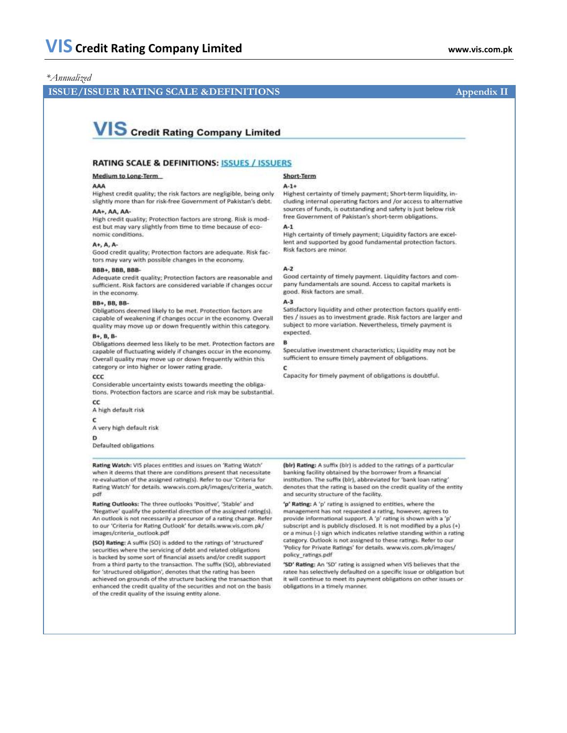*Annualized

## ISSUE/ISSUER RATING SCALE &DEFINITIONS — Appendix II

# VIS Credit Rating Company Limited

## RATING SCALE & DEFINITIONS: ISSUES / ISSUERS

### Medium to Long-Term

**AAA**
Highest credit quality; the risk factors are negligible, being only slightly more than for risk-free Government of Pakistan's debt.

**AA+, AA, AA-**
High credit quality; Protection factors are strong. Risk is modest but may vary slightly from time to time because of economic conditions.

**A+, A, A-**
Good credit quality; Protection factors are adequate. Risk factors may vary with possible changes in the economy.

**BBB+, BBB, BBB-**
Adequate credit quality; Protection factors are reasonable and sufficient. Risk factors are considered variable if changes occur in the economy.

**BB+, BB, BB-**
Obligations deemed likely to be met. Protection factors are capable of weakening if changes occur in the economy. Overall quality may move up or down frequently within this category.

**B+, B, B-**
Obligations deemed less likely to be met. Protection factors are capable of fluctuating widely if changes occur in the economy. Overall quality may move up or down frequently within this category or into higher or lower rating grade.

**CCC**
Considerable uncertainty exists towards meeting the obligations. Protection factors are scarce and risk may be substantial.

**CC**
A high default risk

**C**
A very high default risk

**D**
Defaulted obligations

### Short-Term

**A-1+**
Highest certainty of timely payment; Short-term liquidity, including internal operating factors and /or access to alternative sources of funds, is outstanding and safety is just below risk free Government of Pakistan's short-term obligations.

**A-1**
High certainty of timely payment; Liquidity factors are excellent and supported by good fundamental protection factors. Risk factors are minor.

**A-2**
Good certainty of timely payment. Liquidity factors and company fundamentals are sound. Access to capital markets is good. Risk factors are small.

**A-3**
Satisfactory liquidity and other protection factors qualify entities / issues as to investment grade. Risk factors are larger and subject to more variation. Nevertheless, timely payment is expected.

**B**
Speculative investment characteristics; Liquidity may not be sufficient to ensure timely payment of obligations.

**C**
Capacity for timely payment of obligations is doubtful.

**Rating Watch:** VIS places entities and issues on 'Rating Watch' when it deems that there are conditions present that necessitate re-evaluation of the assigned rating(s). Refer to our 'Criteria for Rating Watch' for details. www.vis.com.pk/images/criteria_watch.pdf

**Rating Outlooks:** The three outlooks 'Positive', 'Stable' and 'Negative' qualify the potential direction of the assigned rating(s). An outlook is not necessarily a precursor of a rating change. Refer to our 'Criteria for Rating Outlook' for details.www.vis.com.pk/images/criteria_outlook.pdf

**(SO) Rating:** A suffix (SO) is added to the ratings of 'structured' securities where the servicing of debt and related obligations is backed by some sort of financial assets and/or credit support from a third party to the transaction. The suffix (SO), abbreviated for 'structured obligation', denotes that the rating has been achieved on grounds of the structure backing the transaction that enhanced the credit quality of the securities and not on the basis of the credit quality of the issuing entity alone.

**(blr) Rating:** A suffix (blr) is added to the ratings of a particular banking facility obtained by the borrower from a financial institution. The suffix (blr), abbreviated for 'bank loan rating' denotes that the rating is based on the credit quality of the entity and security structure of the facility.

**'p' Rating:** A 'p' rating is assigned to entities, where the management has not requested a rating, however, agrees to provide informational support. A 'p' rating is shown with a 'p' subscript and is publicly disclosed. It is not modified by a plus (+) or a minus (-) sign which indicates relative standing within a rating category. Outlook is not assigned to these ratings. Refer to our 'Policy for Private Ratings' for details. www.vis.com.pk/images/policy_ratings.pdf

**'SD' Rating:** An 'SD' rating is assigned when VIS believes that the ratee has selectively defaulted on a specific issue or obligation but it will continue to meet its payment obligations on other issues or obligations in a timely manner.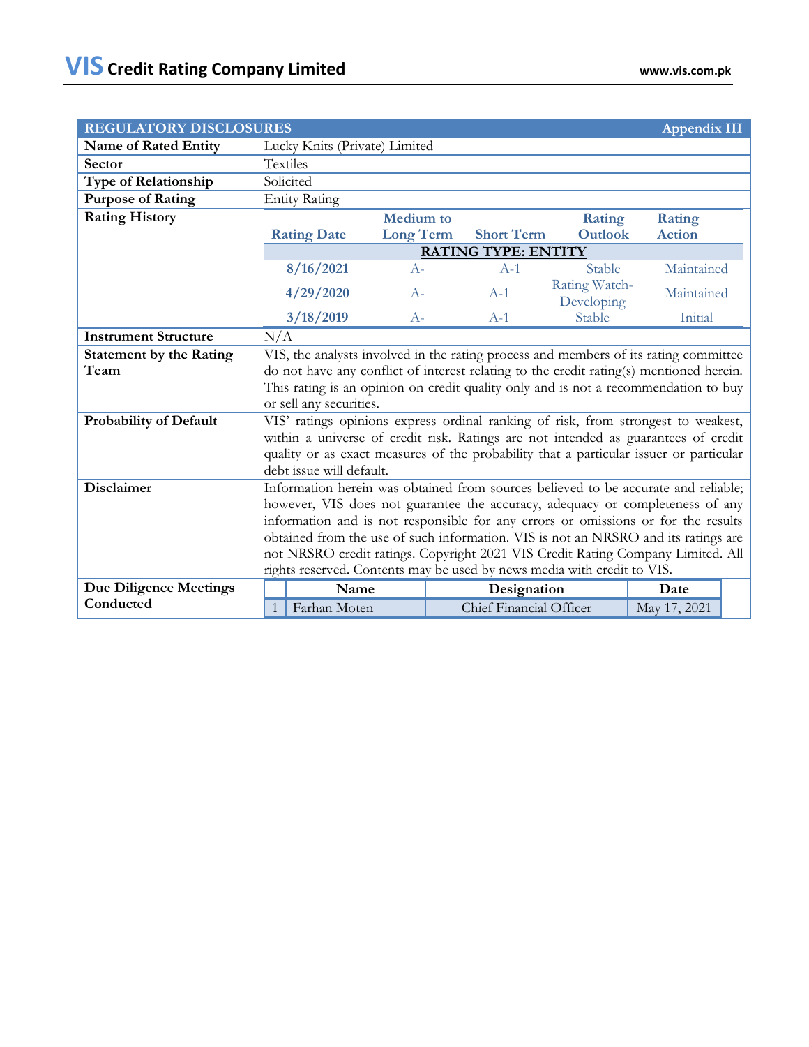| REGULATORY DISCLOSURES | | | | | | Appendix III |
|---|---|---|---|---|---|---|
| **Name of Rated Entity** | Lucky Knits (Private) Limited | | | | | |
| **Sector** | Textiles | | | | | |
| **Type of Relationship** | Solicited | | | | | |
| **Purpose of Rating** | Entity Rating | | | | | |
| **Rating History** | **Rating Date** | **Medium to Long Term** | **Short Term** | **Rating Outlook** | **Rating Action** | |
| | **RATING TYPE: ENTITY** | | | | | |
| | **8/16/2021** | A- | A-1 | Stable | Maintained | |
| | **4/29/2020** | A- | A-1 | Rating Watch-Developing | Maintained | |
| | **3/18/2019** | A- | A-1 | Stable | Initial | |
| **Instrument Structure** | N/A | | | | | |
| **Statement by the Rating Team** | VIS, the analysts involved in the rating process and members of its rating committee do not have any conflict of interest relating to the credit rating(s) mentioned herein. This rating is an opinion on credit quality only and is not a recommendation to buy or sell any securities. | | | | | |
| **Probability of Default** | VIS' ratings opinions express ordinal ranking of risk, from strongest to weakest, within a universe of credit risk. Ratings are not intended as guarantees of credit quality or as exact measures of the probability that a particular issuer or particular debt issue will default. | | | | | |
| **Disclaimer** | Information herein was obtained from sources believed to be accurate and reliable; however, VIS does not guarantee the accuracy, adequacy or completeness of any information and is not responsible for any errors or omissions or for the results obtained from the use of such information. VIS is not an NRSRO and its ratings are not NRSRO credit ratings. Copyright 2021 VIS Credit Rating Company Limited. All rights reserved. Contents may be used by news media with credit to VIS. | | | | | |

**Due Diligence Meetings Conducted**

| | Name | Designation | Date |
|---|---|---|---|
| 1 | Farhan Moten | Chief Financial Officer | May 17, 2021 |